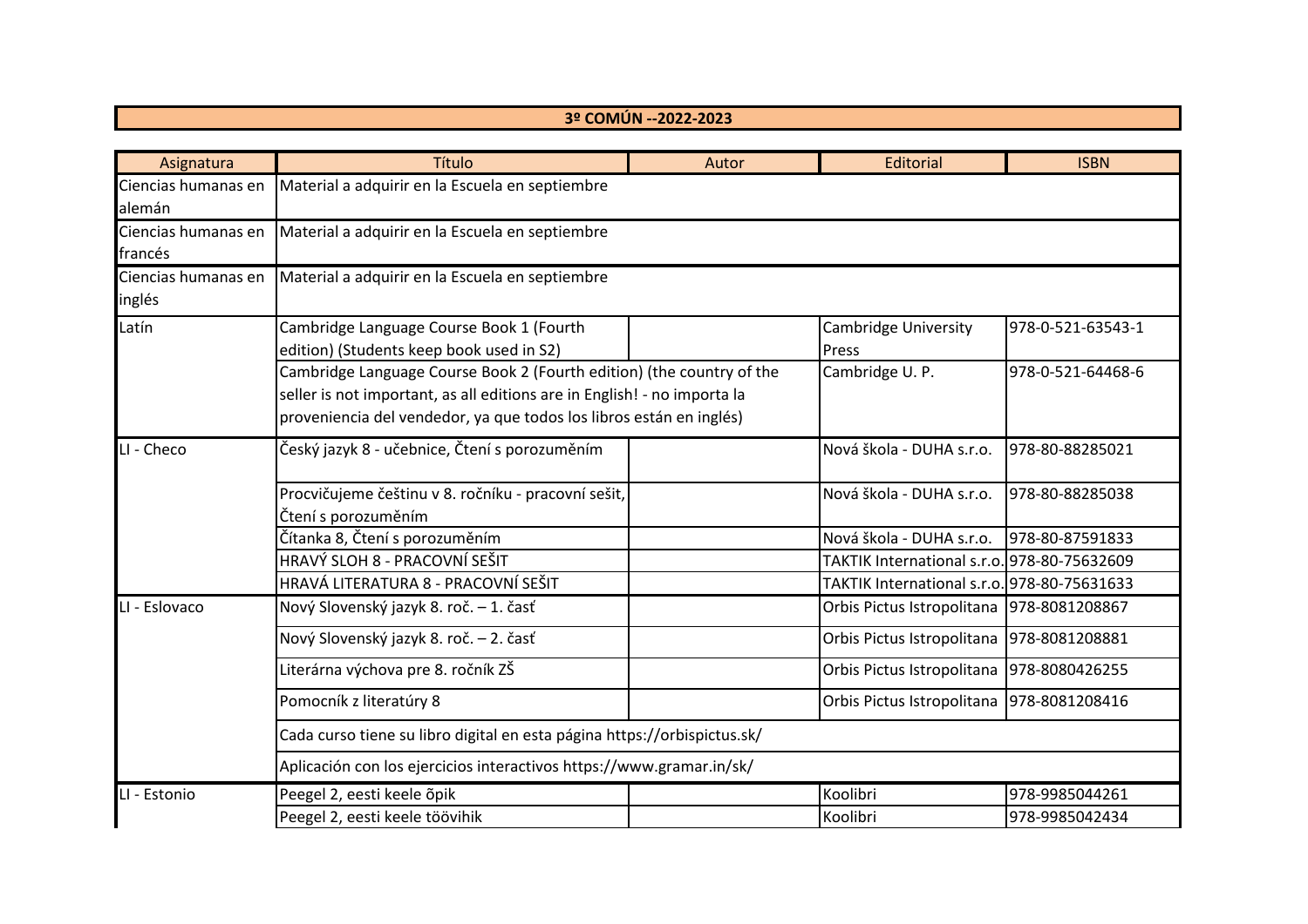| 3º COMÚN --2022-2023 | | | | |
|---|---|---|---|---|
| **Asignatura** | **Título** | **Autor** | **Editorial** | **ISBN** |
| Ciencias humanas en alemán | Material a adquirir en la Escuela en septiembre | | | |
| Ciencias humanas en francés | Material a adquirir en la Escuela en septiembre | | | |
| Ciencias humanas en inglés | Material a adquirir en la Escuela en septiembre | | | |
| Latín | Cambridge Language Course Book 1 (Fourth edition) (Students keep book used in S2) | | Cambridge University Press | 978-0-521-63543-1 |
| | Cambridge Language Course Book 2 (Fourth edition) (the country of the seller is not important, as all editions are in English! - no importa la proveniencia del vendedor, ya que todos los libros están en inglés) | | Cambridge U. P. | 978-0-521-64468-6 |
| LI - Checo | Český jazyk 8 - učebnice, Čtení s porozuměním | | Nová škola - DUHA s.r.o. | 978-80-88285021 |
| | Procvičujeme češtinu v 8. ročníku - pracovní sešit, Čtení s porozuměním | | Nová škola - DUHA s.r.o. | 978-80-88285038 |
| | Čítanka 8, Čtení s porozuměním | | Nová škola - DUHA s.r.o. | 978-80-87591833 |
| | HRAVÝ SLOH 8 - PRACOVNÍ SEŠIT | | TAKTIK International s.r.o. | 978-80-75632609 |
| | HRAVÁ LITERATURA 8 - PRACOVNÍ SEŠIT | | TAKTIK International s.r.o. | 978-80-75631633 |
| LI - Eslovaco | Nový Slovenský jazyk 8. roč. – 1. časť | | Orbis Pictus Istropolitana | 978-8081208867 |
| | Nový Slovenský jazyk 8. roč. – 2. časť | | Orbis Pictus Istropolitana | 978-8081208881 |
| | Literárna výchova pre 8. ročník ZŠ | | Orbis Pictus Istropolitana | 978-8080426255 |
| | Pomocník z literatúry 8 | | Orbis Pictus Istropolitana | 978-8081208416 |
| | Cada curso tiene su libro digital en esta página https://orbispictus.sk/ | | | |
| | Aplicación con los ejercicios interactivos https://www.gramar.in/sk/ | | | |
| LI - Estonio | Peegel 2, eesti keele õpik | | Koolibri | 978-9985044261 |
| | Peegel 2, eesti keele töövihik | | Koolibri | 978-9985042434 |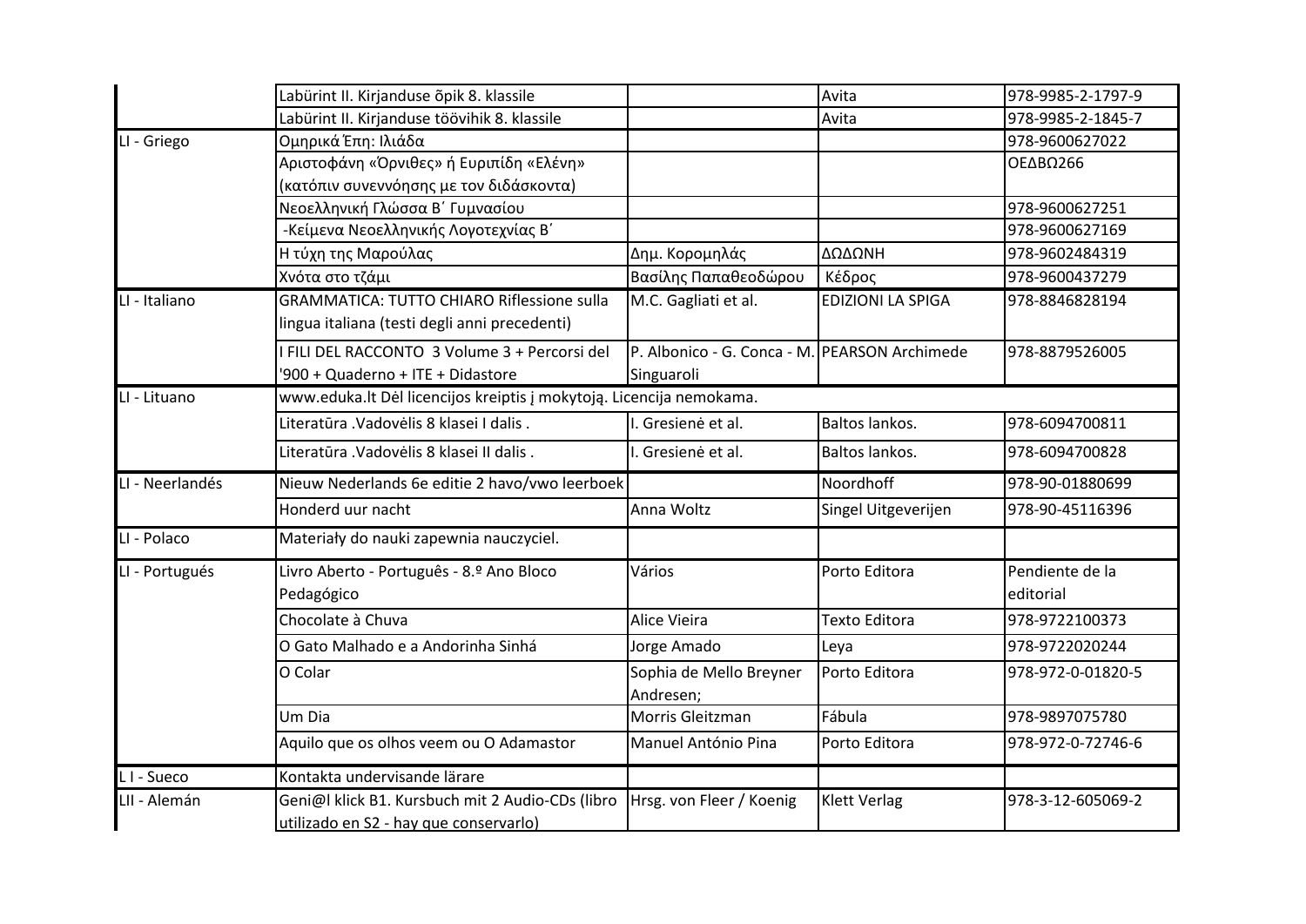|  |  |  |  |  |
|---|---|---|---|---|
|  | Labürint II. Kirjanduse õpik 8. klassile |  | Avita | 978-9985-2-1797-9 |
|  | Labürint II. Kirjanduse töövihik 8. klassile |  | Avita | 978-9985-2-1845-7 |
| LI - Griego | Ομηρικά Έπη: Ιλιάδα |  |  | 978-9600627022 |
|  | Αριστοφάνη «Όρνιθες» ή Ευριπίδη «Ελένη» (κατόπιν συνεννόησης με τον διδάσκοντα) |  |  | ΟΕΔΒΩ266 |
|  | Νεοελληνική Γλώσσα Β΄ Γυμνασίου |  |  | 978-9600627251 |
|  | -Κείμενα Νεοελληνικής Λογοτεχνίας Β΄ |  |  | 978-9600627169 |
|  | Η τύχη της Μαρούλας | Δημ. Κορομηλάς | ΔΩΔΩΝΗ | 978-9602484319 |
|  | Χνότα στο τζάμι | Βασίλης Παπαθεοδώρου | Κέδρος | 978-9600437279 |
| LI - Italiano | GRAMMATICA: TUTTO CHIARO Riflessione sulla lingua italiana (testi degli anni precedenti) | M.C. Gagliati et al. | EDIZIONI LA SPIGA | 978-8846828194 |
|  | I FILI DEL RACCONTO 3 Volume 3 + Percorsi del '900 + Quaderno + ITE + Didastore | P. Albonico - G. Conca - M. Singuaroli | PEARSON Archimede | 978-8879526005 |
| LI - Lituano | www.eduka.lt Dėl licencijos kreiptis į mokytoją. Licencija nemokama. |  |  |  |
|  | Literatūra .Vadovėlis 8 klasei I dalis . | I. Gresienė et al. | Baltos lankos. | 978-6094700811 |
|  | Literatūra .Vadovėlis 8 klasei II dalis . | I. Gresienė et al. | Baltos lankos. | 978-6094700828 |
| LI - Neerlandés | Nieuw Nederlands 6e editie 2 havo/vwo leerboek |  | Noordhoff | 978-90-01880699 |
|  | Honderd uur nacht | Anna Woltz | Singel Uitgeverijen | 978-90-45116396 |
| LI - Polaco | Materiały do nauki zapewnia nauczyciel. |  |  |  |
| LI - Portugués | Livro Aberto - Português - 8.º Ano Bloco Pedagógico | Vários | Porto Editora | Pendiente de la editorial |
|  | Chocolate à Chuva | Alice Vieira | Texto Editora | 978-9722100373 |
|  | O Gato Malhado e a Andorinha Sinhá | Jorge Amado | Leya | 978-9722020244 |
|  | O Colar | Sophia de Mello Breyner Andresen; | Porto Editora | 978-972-0-01820-5 |
|  | Um Dia | Morris Gleitzman | Fábula | 978-9897075780 |
|  | Aquilo que os olhos veem ou O Adamastor | Manuel António Pina | Porto Editora | 978-972-0-72746-6 |
| L I - Sueco | Kontakta undervisande lärare |  |  |  |
| LII - Alemán | Geni@l klick B1. Kursbuch mit 2 Audio-CDs (libro utilizado en S2 - hay que conservarlo) | Hrsg. von Fleer / Koenig | Klett Verlag | 978-3-12-605069-2 |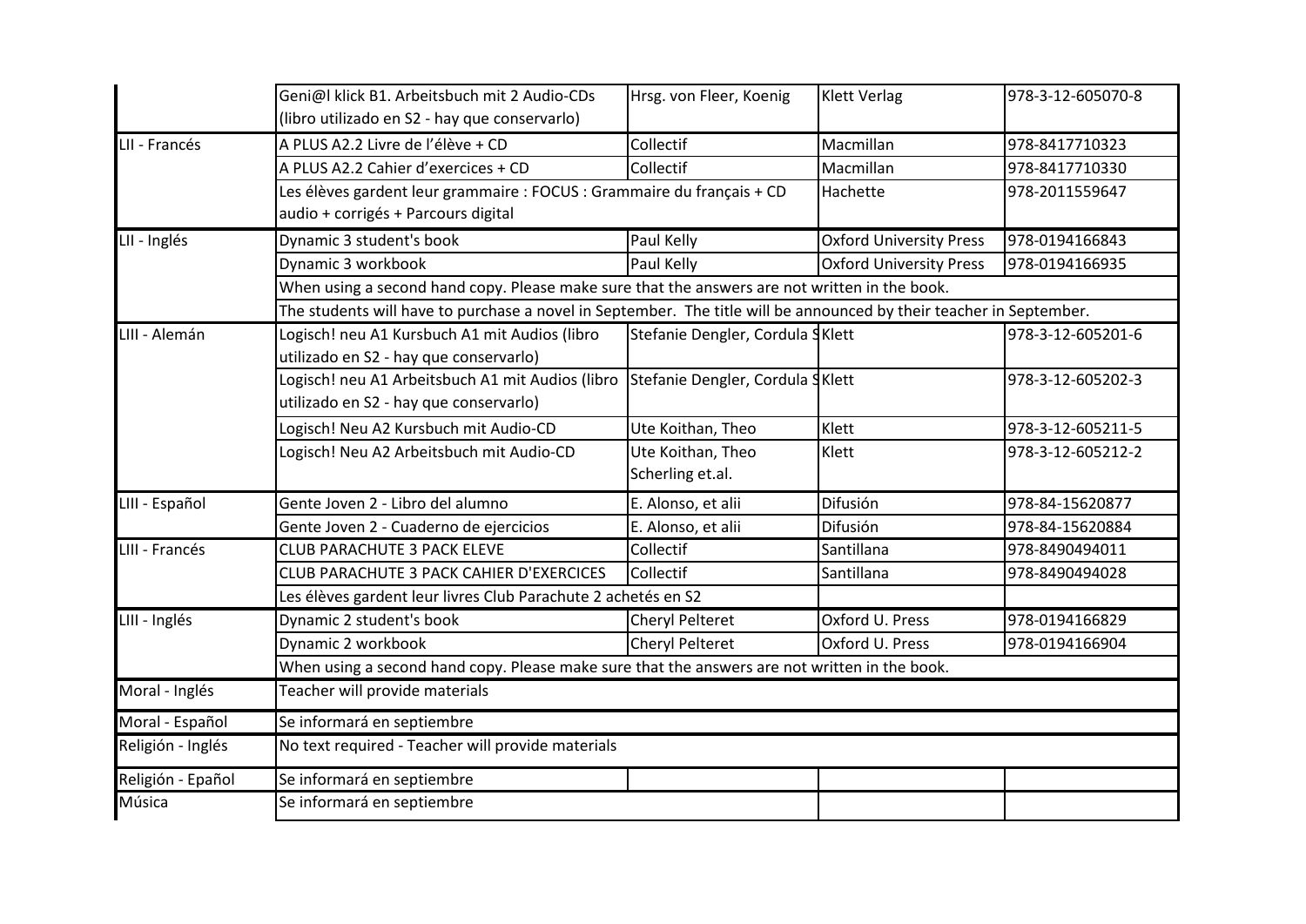| | | | | |
|---|---|---|---|---|
| | Geni@l klick B1. Arbeitsbuch mit 2 Audio-CDs (libro utilizado en S2 - hay que conservarlo) | Hrsg. von Fleer, Koenig | Klett Verlag | 978-3-12-605070-8 |
| LII - Francés | A PLUS A2.2 Livre de l'élève + CD | Collectif | Macmillan | 978-8417710323 |
| | A PLUS A2.2 Cahier d'exercices + CD | Collectif | Macmillan | 978-8417710330 |
| | Les élèves gardent leur grammaire : FOCUS : Grammaire du français + CD audio + corrigés + Parcours digital | | Hachette | 978-2011559647 |
| LII - Inglés | Dynamic 3 student's book | Paul Kelly | Oxford University Press | 978-0194166843 |
| | Dynamic 3 workbook | Paul Kelly | Oxford University Press | 978-0194166935 |
| | When using a second hand copy. Please make sure that the answers are not written in the book. | | | |
| | The students will have to purchase a novel in September. The title will be announced by their teacher in September. | | | |
| LIII - Alemán | Logisch! neu A1 Kursbuch A1 mit Audios (libro utilizado en S2 - hay que conservarlo) | Stefanie Dengler, Cordula S | Klett | 978-3-12-605201-6 |
| | Logisch! neu A1 Arbeitsbuch A1 mit Audios (libro utilizado en S2 - hay que conservarlo) | Stefanie Dengler, Cordula S | Klett | 978-3-12-605202-3 |
| | Logisch! Neu A2 Kursbuch mit Audio-CD | Ute Koithan, Theo | Klett | 978-3-12-605211-5 |
| | Logisch! Neu A2 Arbeitsbuch mit Audio-CD | Ute Koithan, Theo Scherling et.al. | Klett | 978-3-12-605212-2 |
| LIII - Español | Gente Joven 2 - Libro del alumno | E. Alonso, et alii | Difusión | 978-84-15620877 |
| | Gente Joven 2 - Cuaderno de ejercicios | E. Alonso, et alii | Difusión | 978-84-15620884 |
| LIII - Francés | CLUB PARACHUTE 3 PACK ELEVE | Collectif | Santillana | 978-8490494011 |
| | CLUB PARACHUTE 3 PACK CAHIER D'EXERCICES | Collectif | Santillana | 978-8490494028 |
| | Les élèves gardent leur livres Club Parachute 2 achetés en S2 | | | |
| LIII - Inglés | Dynamic 2 student's book | Cheryl Pelteret | Oxford U. Press | 978-0194166829 |
| | Dynamic 2 workbook | Cheryl Pelteret | Oxford U. Press | 978-0194166904 |
| | When using a second hand copy. Please make sure that the answers are not written in the book. | | | |
| Moral - Inglés | Teacher will provide materials | | | |
| Moral - Español | Se informará en septiembre | | | |
| Religión - Inglés | No text required - Teacher will provide materials | | | |
| Religión - Español | Se informará en septiembre | | | |
| Música | Se informará en septiembre | | | |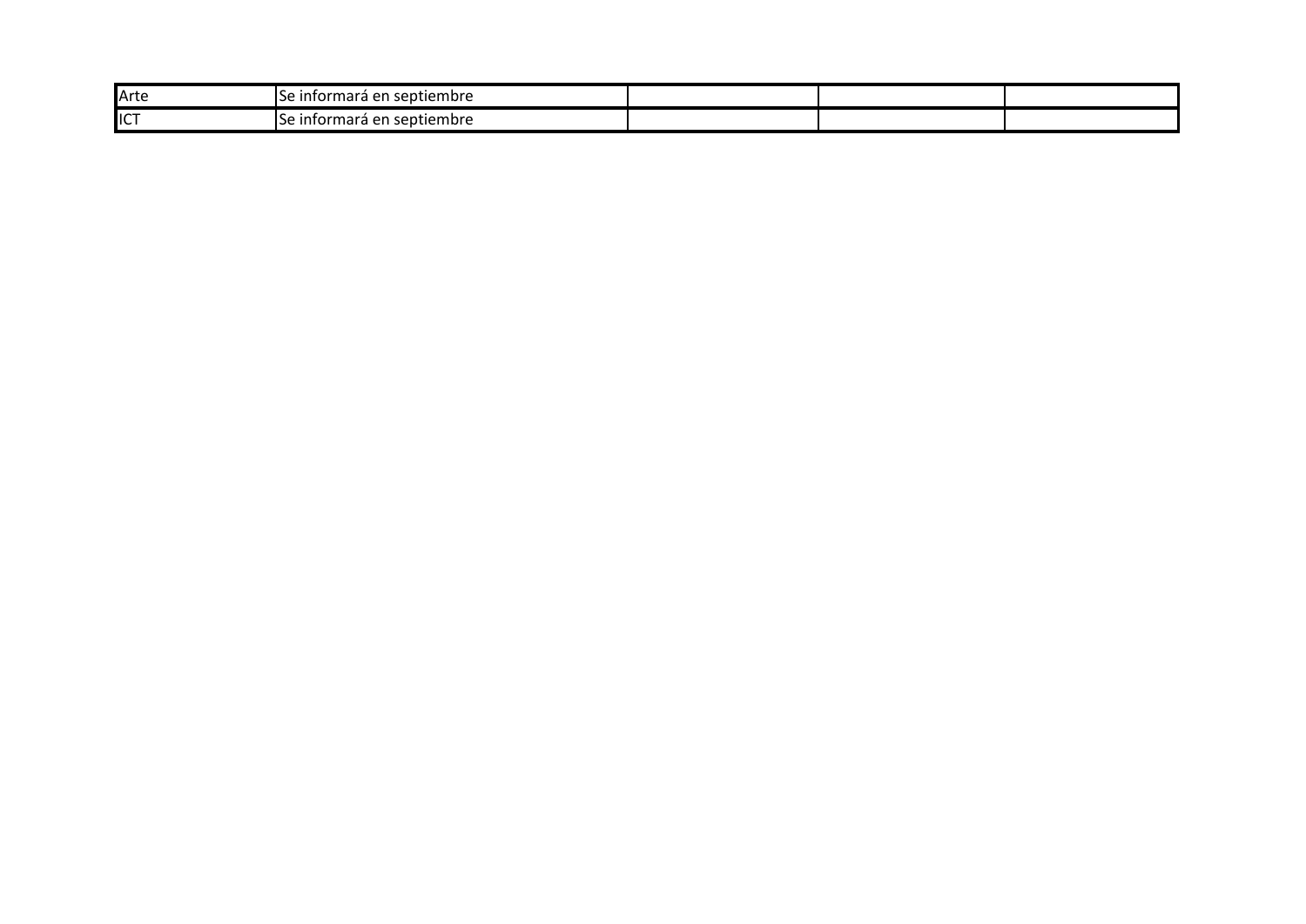| | | | | |
|---|---|---|---|---|
| Arte | Se informará en septiembre | | | |
| ICT | Se informará en septiembre | | | |